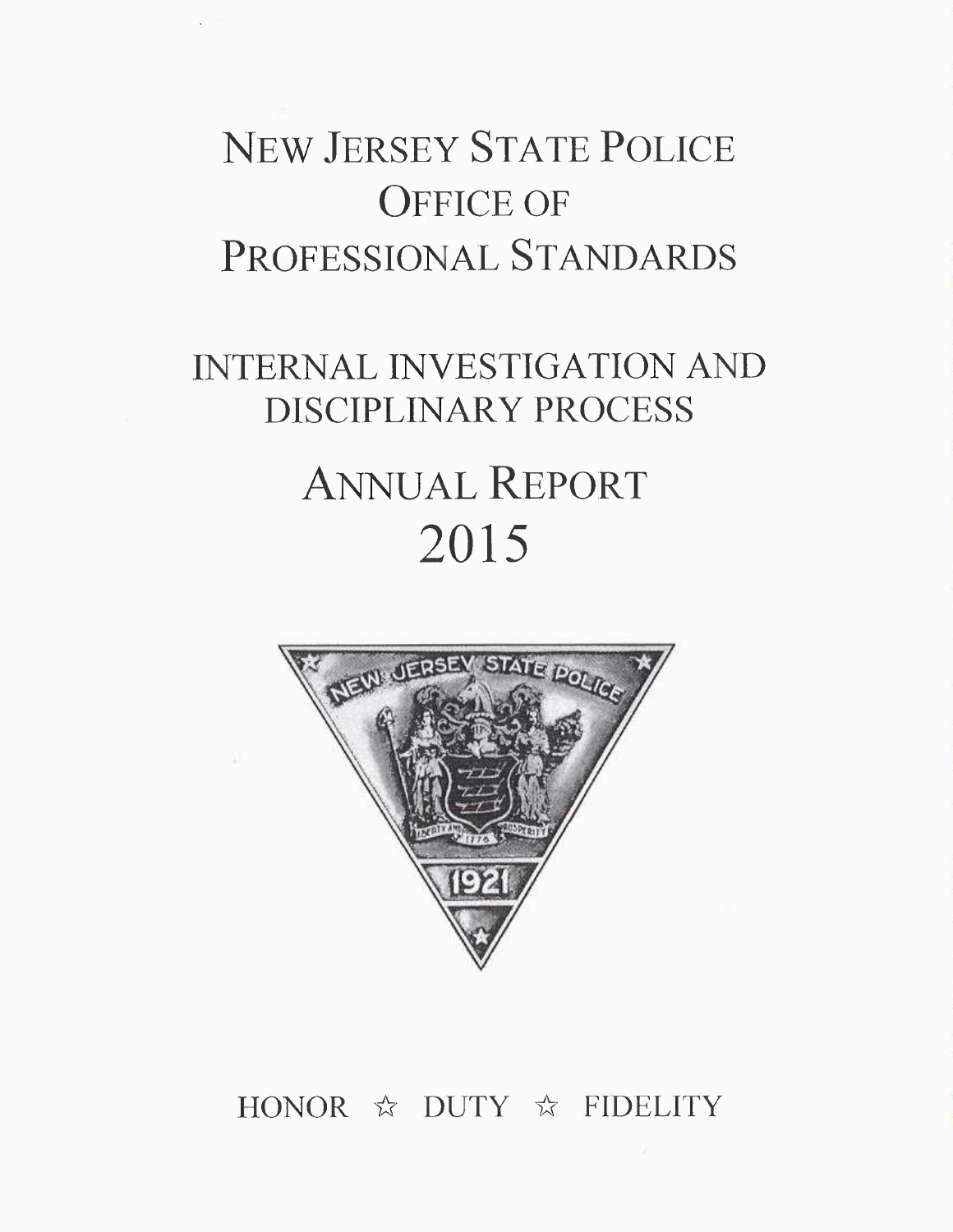# NEW JERSEY STATE POLICE OFFICE OF PROFESSIONAL STANDARDS

## INTERNAL INVESTIGATION AND DISCIPLINARY PROCESS

# ANNUAL REPORT 2015

HONOR ☆ DUTY ☆ FIDELITY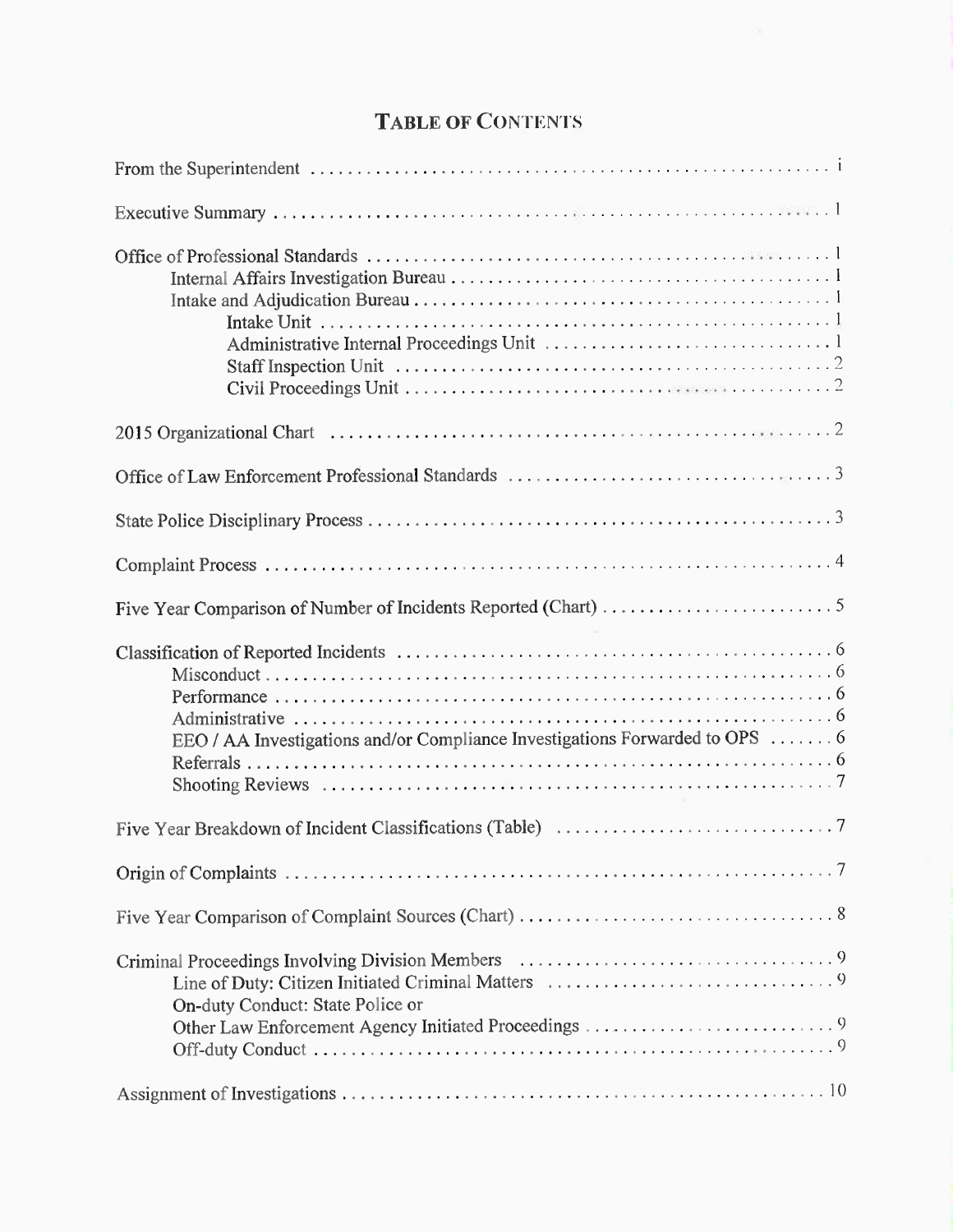# TABLE OF CONTENTS

From the Superintendent ..................................................... i

Executive Summary ..................................................... 1

Office of Professional Standards ..................................................... 1
- Internal Affairs Investigation Bureau ..................................................... 1
- Intake and Adjudication Bureau ..................................................... 1
  - Intake Unit ..................................................... 1
  - Administrative Internal Proceedings Unit ..................................................... 1
  - Staff Inspection Unit ..................................................... 2
  - Civil Proceedings Unit ..................................................... 2

2015 Organizational Chart ..................................................... 2

Office of Law Enforcement Professional Standards ..................................................... 3

State Police Disciplinary Process ..................................................... 3

Complaint Process ..................................................... 4

Five Year Comparison of Number of Incidents Reported (Chart) ..................................................... 5

Classification of Reported Incidents ..................................................... 6
- Misconduct ..................................................... 6
- Performance ..................................................... 6
- Administrative ..................................................... 6
- EEO / AA Investigations and/or Compliance Investigations Forwarded to OPS ....... 6
- Referrals ..................................................... 6
- Shooting Reviews ..................................................... 7

Five Year Breakdown of Incident Classifications (Table) ..................................................... 7

Origin of Complaints ..................................................... 7

Five Year Comparison of Complaint Sources (Chart) ..................................................... 8

Criminal Proceedings Involving Division Members ..................................................... 9
- Line of Duty: Citizen Initiated Criminal Matters ..................................................... 9
- On-duty Conduct: State Police or Other Law Enforcement Agency Initiated Proceedings ..................................................... 9
- Off-duty Conduct ..................................................... 9

Assignment of Investigations ..................................................... 10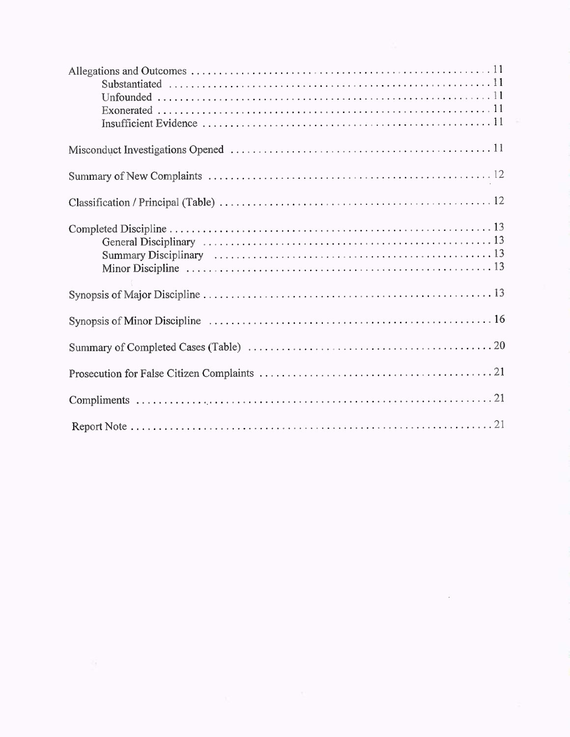Allegations and Outcomes . . . . . . . . . . 11
- Substantiated . . . . . . . . . . 11
- Unfounded . . . . . . . . . . 11
- Exonerated . . . . . . . . . . 11
- Insufficient Evidence . . . . . . . . . . 11

Misconduct Investigations Opened . . . . . . . . . . 11

Summary of New Complaints . . . . . . . . . . 12

Classification / Principal (Table) . . . . . . . . . . 12

Completed Discipline . . . . . . . . . . 13
- General Disciplinary . . . . . . . . . . 13
- Summary Disciplinary . . . . . . . . . . 13
- Minor Discipline . . . . . . . . . . 13

Synopsis of Major Discipline . . . . . . . . . . 13

Synopsis of Minor Discipline . . . . . . . . . . 16

Summary of Completed Cases (Table) . . . . . . . . . . 20

Prosecution for False Citizen Complaints . . . . . . . . . . 21

Compliments . . . . . . . . . . 21

Report Note . . . . . . . . . . 21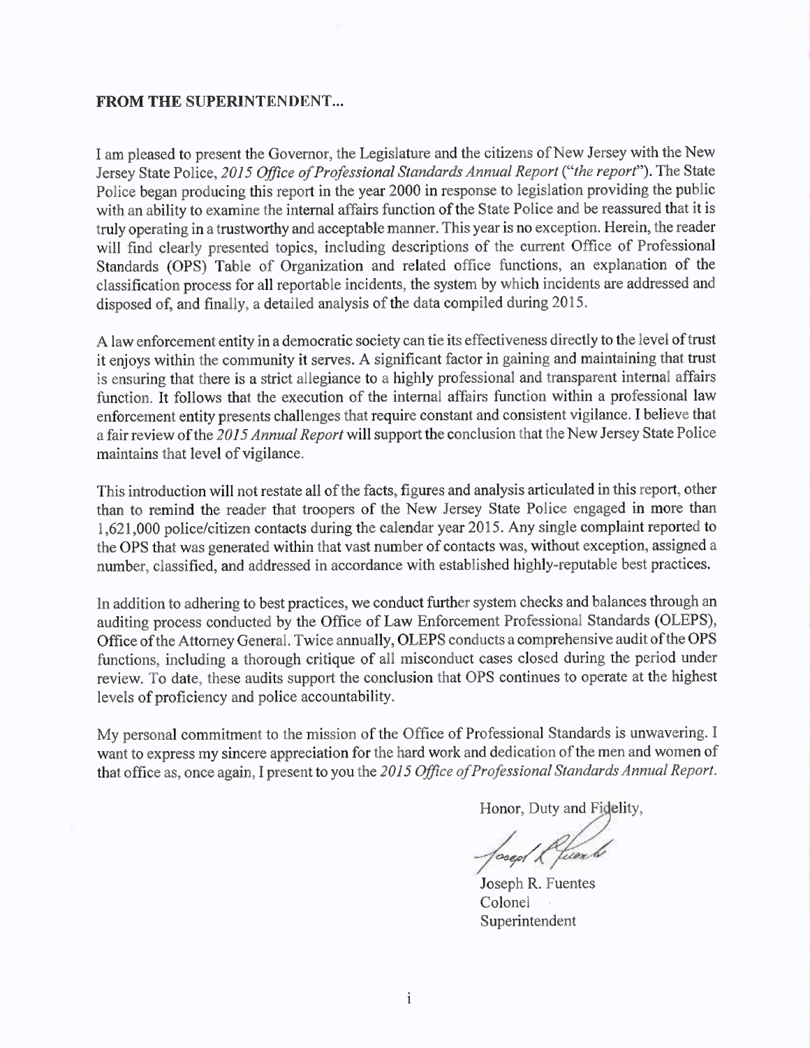**FROM THE SUPERINTENDENT...**

I am pleased to present the Governor, the Legislature and the citizens of New Jersey with the New Jersey State Police, *2015 Office of Professional Standards Annual Report* (*"the report"*). The State Police began producing this report in the year 2000 in response to legislation providing the public with an ability to examine the internal affairs function of the State Police and be reassured that it is truly operating in a trustworthy and acceptable manner. This year is no exception. Herein, the reader will find clearly presented topics, including descriptions of the current Office of Professional Standards (OPS) Table of Organization and related office functions, an explanation of the classification process for all reportable incidents, the system by which incidents are addressed and disposed of, and finally, a detailed analysis of the data compiled during 2015.

A law enforcement entity in a democratic society can tie its effectiveness directly to the level of trust it enjoys within the community it serves. A significant factor in gaining and maintaining that trust is ensuring that there is a strict allegiance to a highly professional and transparent internal affairs function. It follows that the execution of the internal affairs function within a professional law enforcement entity presents challenges that require constant and consistent vigilance. I believe that a fair review of the *2015 Annual Report* will support the conclusion that the New Jersey State Police maintains that level of vigilance.

This introduction will not restate all of the facts, figures and analysis articulated in this report, other than to remind the reader that troopers of the New Jersey State Police engaged in more than 1,621,000 police/citizen contacts during the calendar year 2015. Any single complaint reported to the OPS that was generated within that vast number of contacts was, without exception, assigned a number, classified, and addressed in accordance with established highly-reputable best practices.

In addition to adhering to best practices, we conduct further system checks and balances through an auditing process conducted by the Office of Law Enforcement Professional Standards (OLEPS), Office of the Attorney General. Twice annually, OLEPS conducts a comprehensive audit of the OPS functions, including a thorough critique of all misconduct cases closed during the period under review. To date, these audits support the conclusion that OPS continues to operate at the highest levels of proficiency and police accountability.

My personal commitment to the mission of the Office of Professional Standards is unwavering. I want to express my sincere appreciation for the hard work and dedication of the men and women of that office as, once again, I present to you the *2015 Office of Professional Standards Annual Report*.

Honor, Duty and Fidelity,

Joseph R. Fuentes
Colonel
Superintendent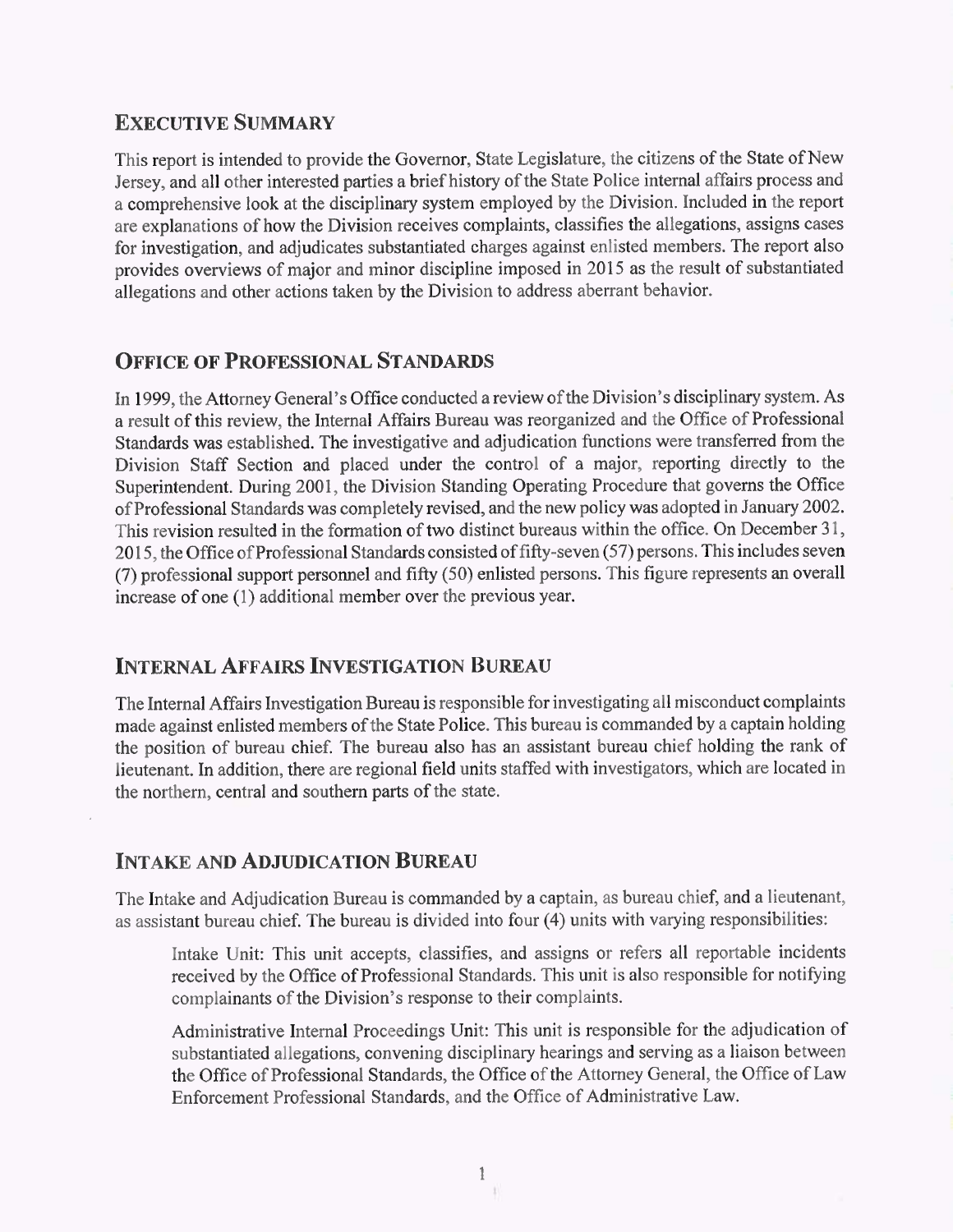## Executive Summary

This report is intended to provide the Governor, State Legislature, the citizens of the State of New Jersey, and all other interested parties a brief history of the State Police internal affairs process and a comprehensive look at the disciplinary system employed by the Division. Included in the report are explanations of how the Division receives complaints, classifies the allegations, assigns cases for investigation, and adjudicates substantiated charges against enlisted members. The report also provides overviews of major and minor discipline imposed in 2015 as the result of substantiated allegations and other actions taken by the Division to address aberrant behavior.

## Office of Professional Standards

In 1999, the Attorney General's Office conducted a review of the Division's disciplinary system. As a result of this review, the Internal Affairs Bureau was reorganized and the Office of Professional Standards was established. The investigative and adjudication functions were transferred from the Division Staff Section and placed under the control of a major, reporting directly to the Superintendent. During 2001, the Division Standing Operating Procedure that governs the Office of Professional Standards was completely revised, and the new policy was adopted in January 2002. This revision resulted in the formation of two distinct bureaus within the office. On December 31, 2015, the Office of Professional Standards consisted of fifty-seven (57) persons. This includes seven (7) professional support personnel and fifty (50) enlisted persons. This figure represents an overall increase of one (1) additional member over the previous year.

## Internal Affairs Investigation Bureau

The Internal Affairs Investigation Bureau is responsible for investigating all misconduct complaints made against enlisted members of the State Police. This bureau is commanded by a captain holding the position of bureau chief. The bureau also has an assistant bureau chief holding the rank of lieutenant. In addition, there are regional field units staffed with investigators, which are located in the northern, central and southern parts of the state.

## Intake and Adjudication Bureau

The Intake and Adjudication Bureau is commanded by a captain, as bureau chief, and a lieutenant, as assistant bureau chief. The bureau is divided into four (4) units with varying responsibilities:

Intake Unit: This unit accepts, classifies, and assigns or refers all reportable incidents received by the Office of Professional Standards. This unit is also responsible for notifying complainants of the Division's response to their complaints.

Administrative Internal Proceedings Unit: This unit is responsible for the adjudication of substantiated allegations, convening disciplinary hearings and serving as a liaison between the Office of Professional Standards, the Office of the Attorney General, the Office of Law Enforcement Professional Standards, and the Office of Administrative Law.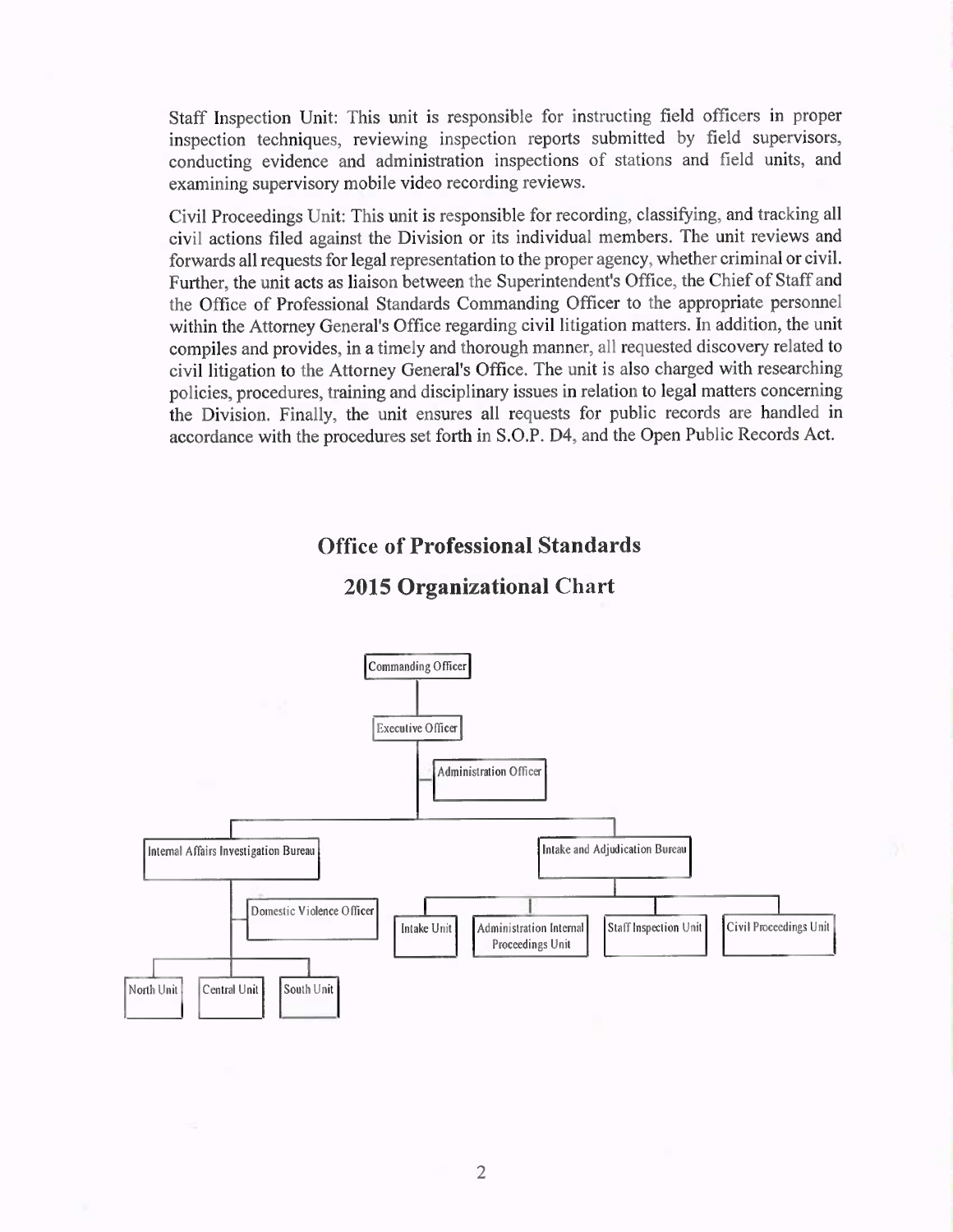Staff Inspection Unit: This unit is responsible for instructing field officers in proper inspection techniques, reviewing inspection reports submitted by field supervisors, conducting evidence and administration inspections of stations and field units, and examining supervisory mobile video recording reviews.

Civil Proceedings Unit: This unit is responsible for recording, classifying, and tracking all civil actions filed against the Division or its individual members. The unit reviews and forwards all requests for legal representation to the proper agency, whether criminal or civil. Further, the unit acts as liaison between the Superintendent's Office, the Chief of Staff and the Office of Professional Standards Commanding Officer to the appropriate personnel within the Attorney General's Office regarding civil litigation matters. In addition, the unit compiles and provides, in a timely and thorough manner, all requested discovery related to civil litigation to the Attorney General's Office. The unit is also charged with researching policies, procedures, training and disciplinary issues in relation to legal matters concerning the Division. Finally, the unit ensures all requests for public records are handled in accordance with the procedures set forth in S.O.P. D4, and the Open Public Records Act.

## Office of Professional Standards

## 2015 Organizational Chart

- Commanding Officer
  - Executive Officer
    - Administration Officer
    - Internal Affairs Investigation Bureau
      - Domestic Violence Officer
      - North Unit
      - Central Unit
      - South Unit
    - Intake and Adjudication Bureau
      - Intake Unit
      - Administration Internal Proceedings Unit
      - Staff Inspection Unit
      - Civil Proceedings Unit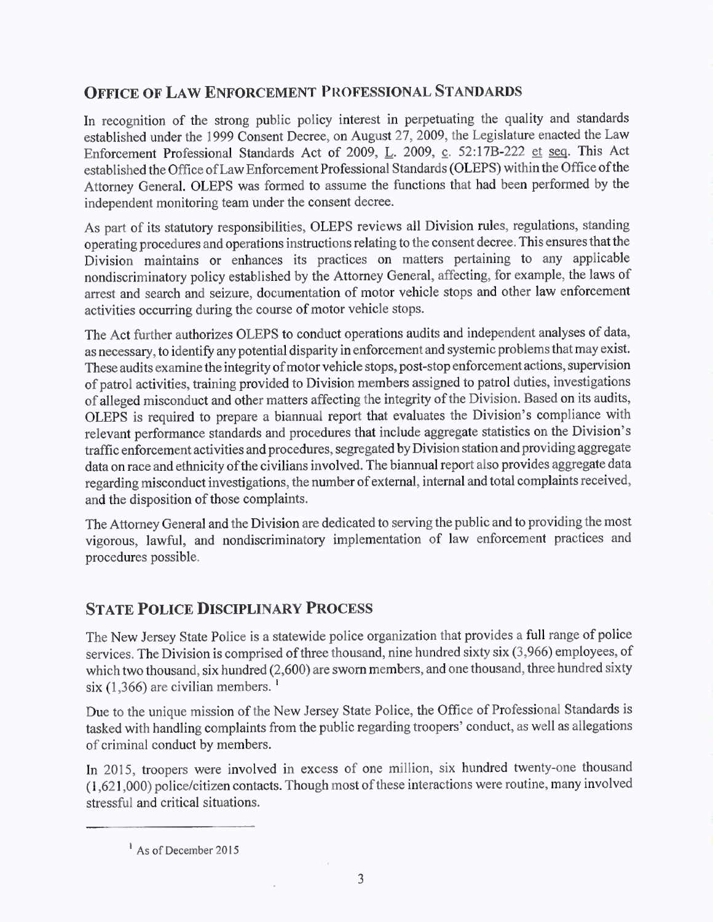## Office of Law Enforcement Professional Standards

In recognition of the strong public policy interest in perpetuating the quality and standards established under the 1999 Consent Decree, on August 27, 2009, the Legislature enacted the Law Enforcement Professional Standards Act of 2009, L. 2009, c. 52:17B-222 et seq. This Act established the Office of Law Enforcement Professional Standards (OLEPS) within the Office of the Attorney General. OLEPS was formed to assume the functions that had been performed by the independent monitoring team under the consent decree.

As part of its statutory responsibilities, OLEPS reviews all Division rules, regulations, standing operating procedures and operations instructions relating to the consent decree. This ensures that the Division maintains or enhances its practices on matters pertaining to any applicable nondiscriminatory policy established by the Attorney General, affecting, for example, the laws of arrest and search and seizure, documentation of motor vehicle stops and other law enforcement activities occurring during the course of motor vehicle stops.

The Act further authorizes OLEPS to conduct operations audits and independent analyses of data, as necessary, to identify any potential disparity in enforcement and systemic problems that may exist. These audits examine the integrity of motor vehicle stops, post-stop enforcement actions, supervision of patrol activities, training provided to Division members assigned to patrol duties, investigations of alleged misconduct and other matters affecting the integrity of the Division. Based on its audits, OLEPS is required to prepare a biannual report that evaluates the Division's compliance with relevant performance standards and procedures that include aggregate statistics on the Division's traffic enforcement activities and procedures, segregated by Division station and providing aggregate data on race and ethnicity of the civilians involved. The biannual report also provides aggregate data regarding misconduct investigations, the number of external, internal and total complaints received, and the disposition of those complaints.

The Attorney General and the Division are dedicated to serving the public and to providing the most vigorous, lawful, and nondiscriminatory implementation of law enforcement practices and procedures possible.

## State Police Disciplinary Process

The New Jersey State Police is a statewide police organization that provides a full range of police services. The Division is comprised of three thousand, nine hundred sixty six (3,966) employees, of which two thousand, six hundred (2,600) are sworn members, and one thousand, three hundred sixty six (1,366) are civilian members. [1]

Due to the unique mission of the New Jersey State Police, the Office of Professional Standards is tasked with handling complaints from the public regarding troopers' conduct, as well as allegations of criminal conduct by members.

In 2015, troopers were involved in excess of one million, six hundred twenty-one thousand (1,621,000) police/citizen contacts. Though most of these interactions were routine, many involved stressful and critical situations.

---

[1] As of December 2015